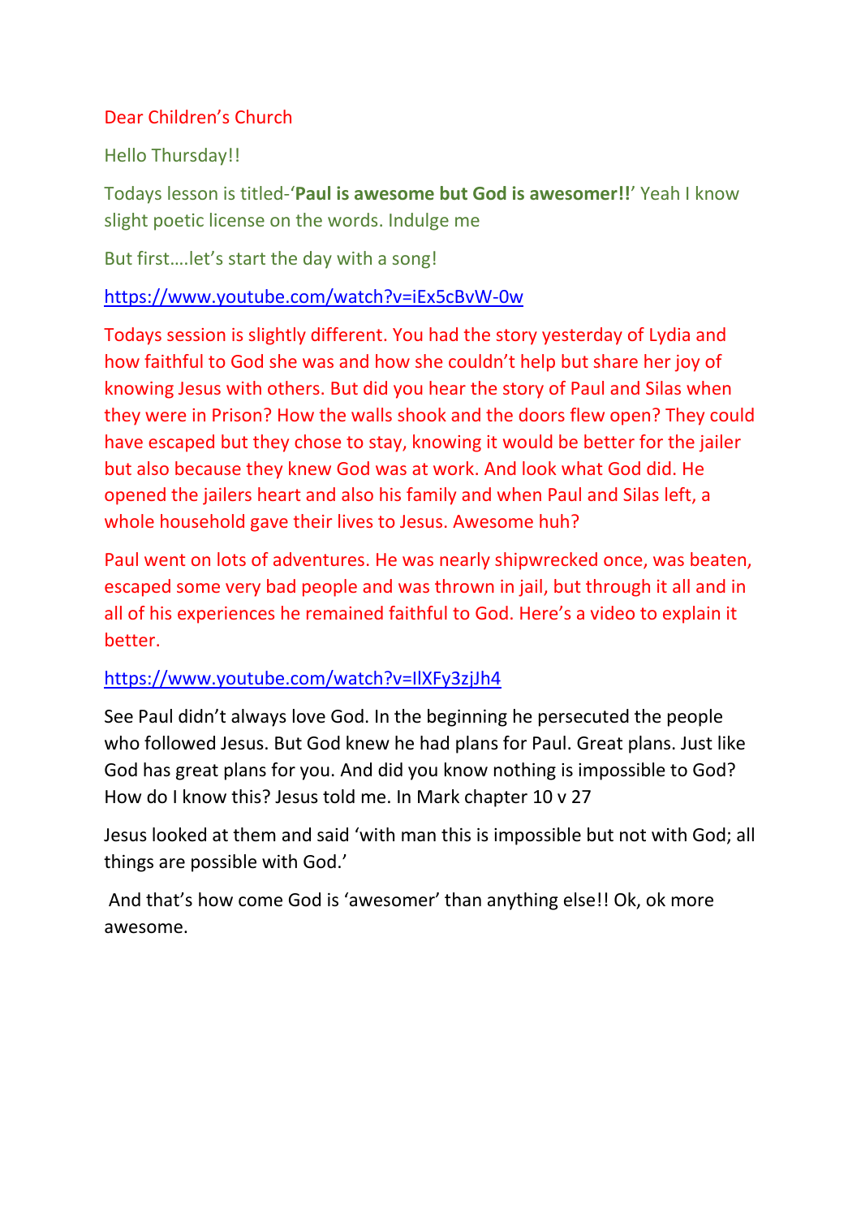Dear Children's Church

Hello Thursday!!

Todays lesson is titled-'**Paul is awesome but God is awesomer!!**' Yeah I know slight poetic license on the words. Indulge me

But first….let's start the day with a song!

https://www.youtube.com/watch?v=iEx5cBvW-0w

Todays session is slightly different. You had the story yesterday of Lydia and how faithful to God she was and how she couldn't help but share her joy of knowing Jesus with others. But did you hear the story of Paul and Silas when they were in Prison? How the walls shook and the doors flew open? They could have escaped but they chose to stay, knowing it would be better for the jailer but also because they knew God was at work. And look what God did. He opened the jailers heart and also his family and when Paul and Silas left, a whole household gave their lives to Jesus. Awesome huh?

Paul went on lots of adventures. He was nearly shipwrecked once, was beaten, escaped some very bad people and was thrown in jail, but through it all and in all of his experiences he remained faithful to God. Here's a video to explain it better.

https://www.youtube.com/watch?v=IlXFy3zjJh4

See Paul didn't always love God. In the beginning he persecuted the people who followed Jesus. But God knew he had plans for Paul. Great plans. Just like God has great plans for you. And did you know nothing is impossible to God? How do I know this? Jesus told me. In Mark chapter 10 v 27

Jesus looked at them and said 'with man this is impossible but not with God; all things are possible with God.'

And that's how come God is 'awesomer' than anything else!! Ok, ok more awesome.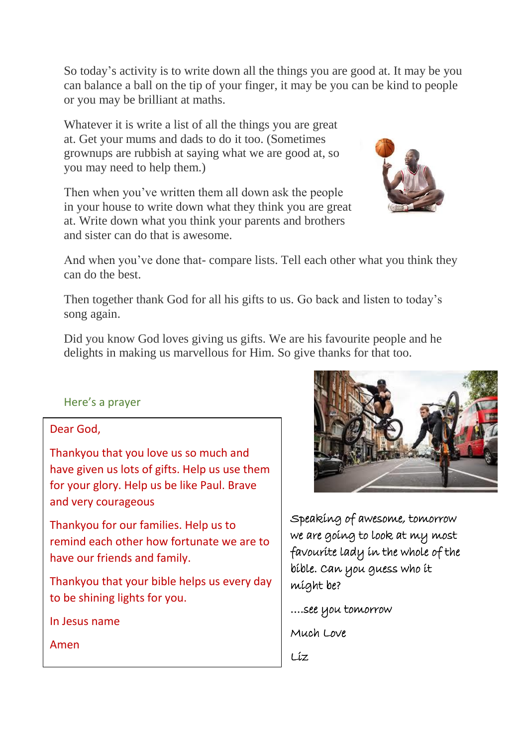So today's activity is to write down all the things you are good at. It may be you can balance a ball on the tip of your finger, it may be you can be kind to people or you may be brilliant at maths.

Whatever it is write a list of all the things you are great at. Get your mums and dads to do it too. (Sometimes grownups are rubbish at saying what we are good at, so you may need to help them.)

Then when you've written them all down ask the people in your house to write down what they think you are great at. Write down what you think your parents and brothers and sister can do that is awesome.

And when you've done that- compare lists. Tell each other what you think they can do the best.

Then together thank God for all his gifts to us. Go back and listen to today's song again.

Did you know God loves giving us gifts. We are his favourite people and he delights in making us marvellous for Him. So give thanks for that too.

Here's a prayer

> Dear God,
>
> Thankyou that you love us so much and have given us lots of gifts. Help us use them for your glory. Help us be like Paul. Brave and very courageous
>
> Thankyou for our families. Help us to remind each other how fortunate we are to have our friends and family.
>
> Thankyou that your bible helps us every day to be shining lights for you.
>
> In Jesus name
>
> Amen

Speaking of awesome, tomorrow we are going to look at my most favourite lady in the whole of the bible. Can you guess who it might be?

....see you tomorrow

Much Love

Liz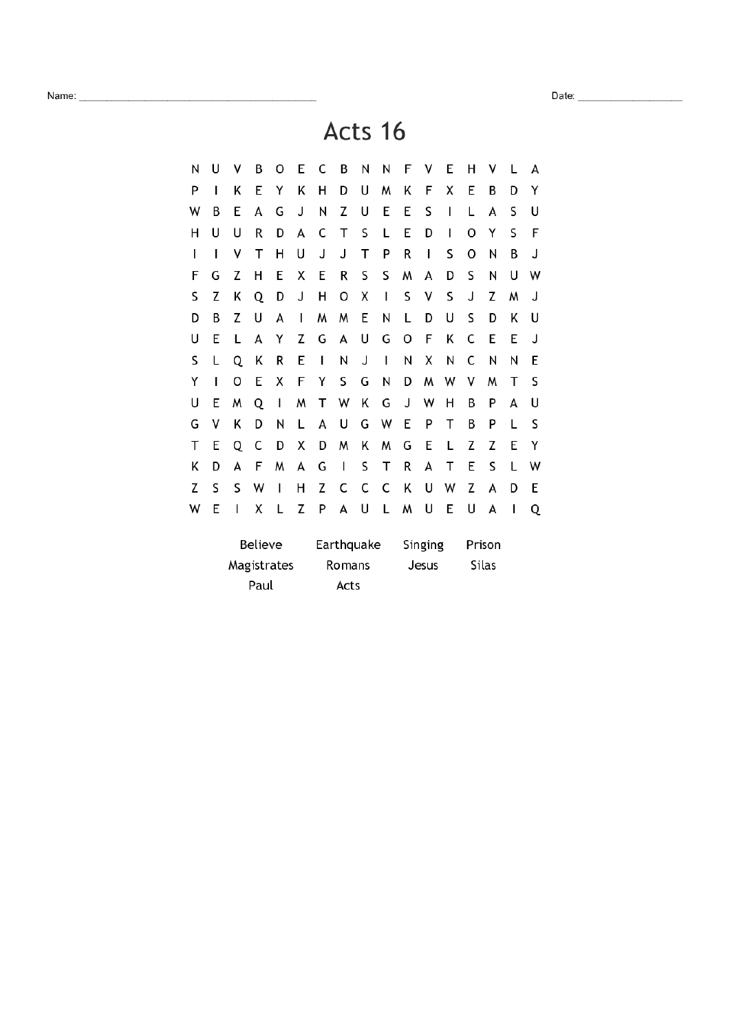Name: ________________________________________ Date: ____________________

# Acts 16

```
N U V B O E C B N N F V E H V L A
P I K E Y K H D U M K F X E B D Y
W B E A G J N Z U E E S I L A S U
H U U R D A C T S L E D I O Y S F
I I V T H U J J T P R I S O N B J
F G Z H E X E R S S M A D S N U W
S Z K Q D J H O X I S V S J Z M J
D B Z U A I M M E N L D U S D K U
U E L A Y Z G A U G O F K C E E J
S L Q K R E I N J I N X N C N N E
Y I O E X F Y S G N D M W V M T S
U E M Q I M T W K G J W H B P A U
G V K D N L A U G W E P T B P L S
T E Q C D X D M K M G E L Z Z E Y
K D A F M A G I S T R A T E S L W
Z S S W I H Z C C C K U W Z A D E
W E I X L Z P A U L M U E U A I Q
```

| | | | |
|---|---|---|---|
| Believe | Earthquake | Singing | Prison |
| Magistrates | Romans | Jesus | Silas |
| Paul | Acts | | |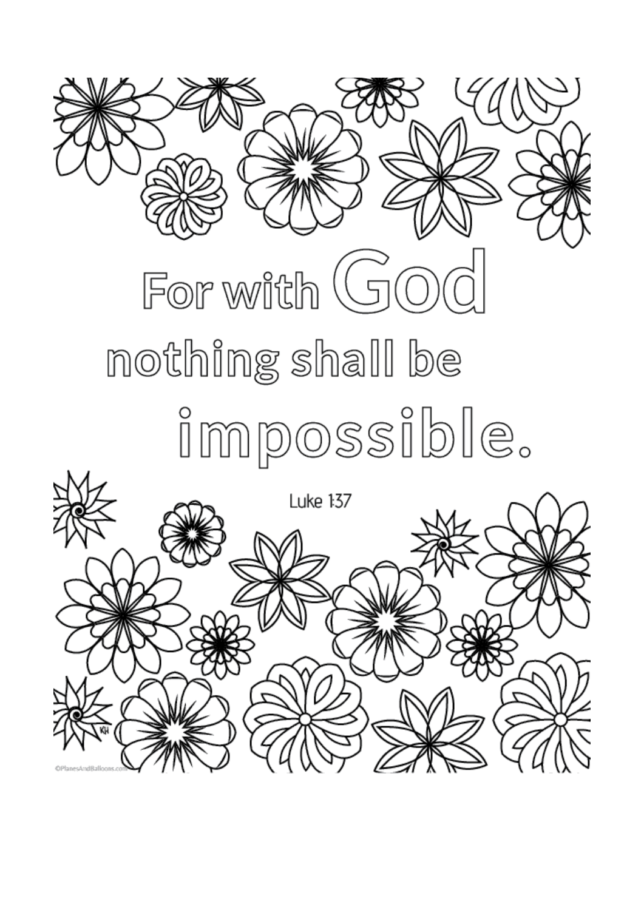For with God

nothing shall be

impossible.

Luke 1:37

KH

©PlanesAndBalloons.com